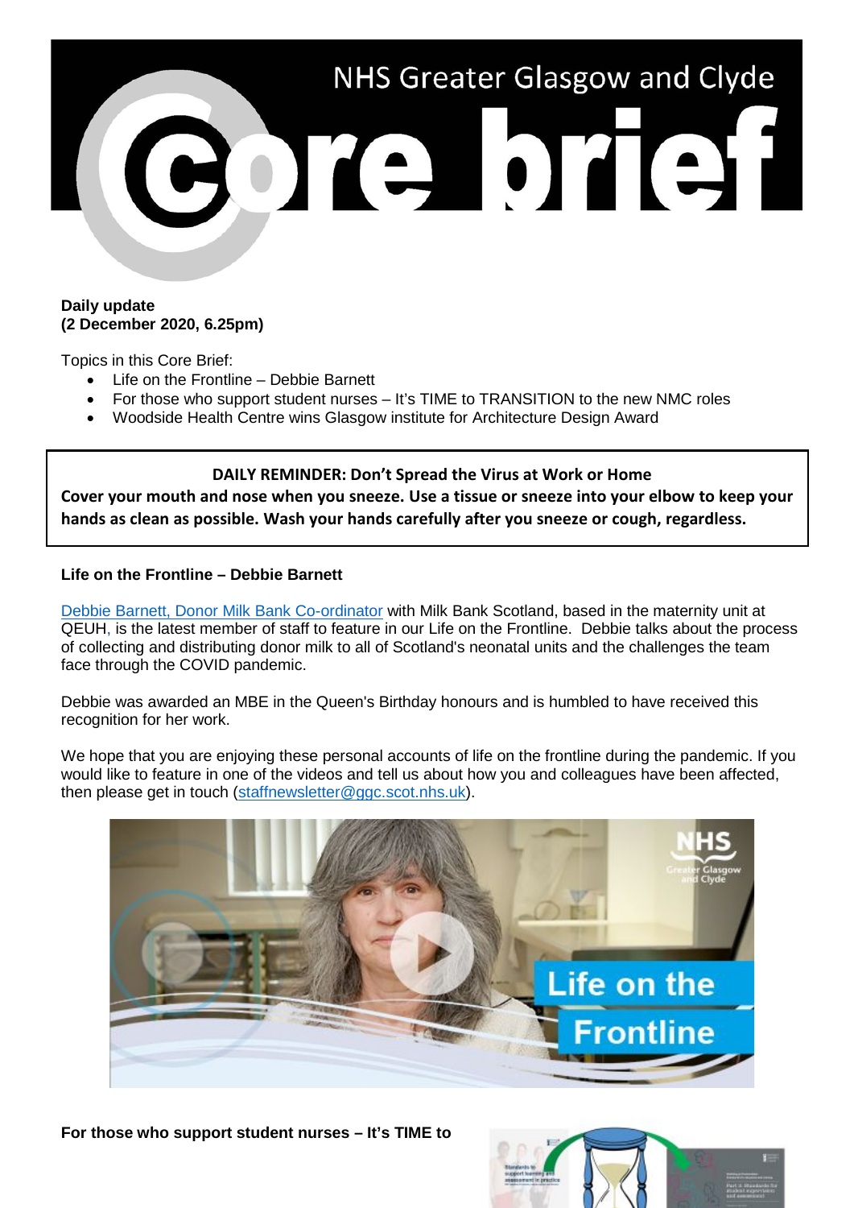# NHS Greater Glasgow and Clyde Core brief

**Daily update**
**(2 December 2020, 6.25pm)**

Topics in this Core Brief:

- Life on the Frontline – Debbie Barnett
- For those who support student nurses – It's TIME to TRANSITION to the new NMC roles
- Woodside Health Centre wins Glasgow institute for Architecture Design Award

**DAILY REMINDER: Don't Spread the Virus at Work or Home**
**Cover your mouth and nose when you sneeze. Use a tissue or sneeze into your elbow to keep your hands as clean as possible. Wash your hands carefully after you sneeze or cough, regardless.**

## Life on the Frontline – Debbie Barnett

Debbie Barnett, Donor Milk Bank Co-ordinator with Milk Bank Scotland, based in the maternity unit at QEUH, is the latest member of staff to feature in our Life on the Frontline. Debbie talks about the process of collecting and distributing donor milk to all of Scotland's neonatal units and the challenges the team face through the COVID pandemic.

Debbie was awarded an MBE in the Queen's Birthday honours and is humbled to have received this recognition for her work.

We hope that you are enjoying these personal accounts of life on the frontline during the pandemic. If you would like to feature in one of the videos and tell us about how you and colleagues have been affected, then please get in touch (staffnewsletter@ggc.scot.nhs.uk).

## For those who support student nurses – It's TIME to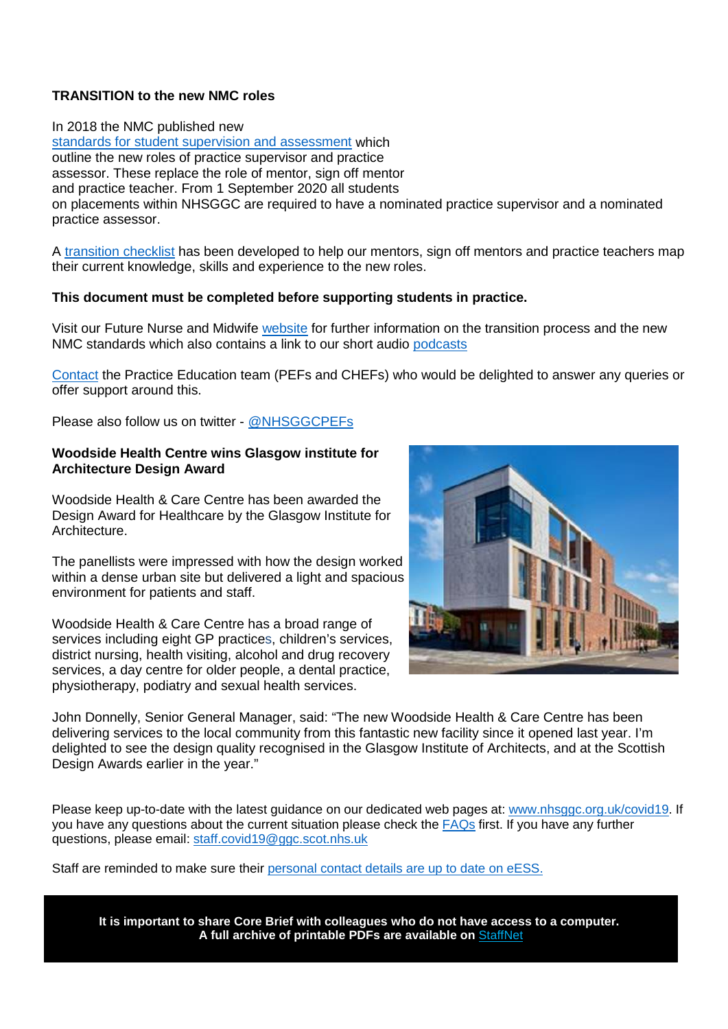**TRANSITION to the new NMC roles**

In 2018 the NMC published new standards for student supervision and assessment which outline the new roles of practice supervisor and practice assessor. These replace the role of mentor, sign off mentor and practice teacher. From 1 September 2020 all students on placements within NHSGGC are required to have a nominated practice supervisor and a nominated practice assessor.

A transition checklist has been developed to help our mentors, sign off mentors and practice teachers map their current knowledge, skills and experience to the new roles.

**This document must be completed before supporting students in practice.**

Visit our Future Nurse and Midwife website for further information on the transition process and the new NMC standards which also contains a link to our short audio podcasts

Contact the Practice Education team (PEFs and CHEFs) who would be delighted to answer any queries or offer support around this.

Please also follow us on twitter - @NHSGGCPEFs

**Woodside Health Centre wins Glasgow institute for Architecture Design Award**

Woodside Health & Care Centre has been awarded the Design Award for Healthcare by the Glasgow Institute for Architecture.

The panellists were impressed with how the design worked within a dense urban site but delivered a light and spacious environment for patients and staff.

Woodside Health & Care Centre has a broad range of services including eight GP practices, children's services, district nursing, health visiting, alcohol and drug recovery services, a day centre for older people, a dental practice, physiotherapy, podiatry and sexual health services.

John Donnelly, Senior General Manager, said: "The new Woodside Health & Care Centre has been delivering services to the local community from this fantastic new facility since it opened last year. I'm delighted to see the design quality recognised in the Glasgow Institute of Architects, and at the Scottish Design Awards earlier in the year."

Please keep up-to-date with the latest guidance on our dedicated web pages at: www.nhsggc.org.uk/covid19. If you have any questions about the current situation please check the FAQs first. If you have any further questions, please email: staff.covid19@ggc.scot.nhs.uk

Staff are reminded to make sure their personal contact details are up to date on eESS.

**It is important to share Core Brief with colleagues who do not have access to a computer.**
**A full archive of printable PDFs are available on StaffNet**